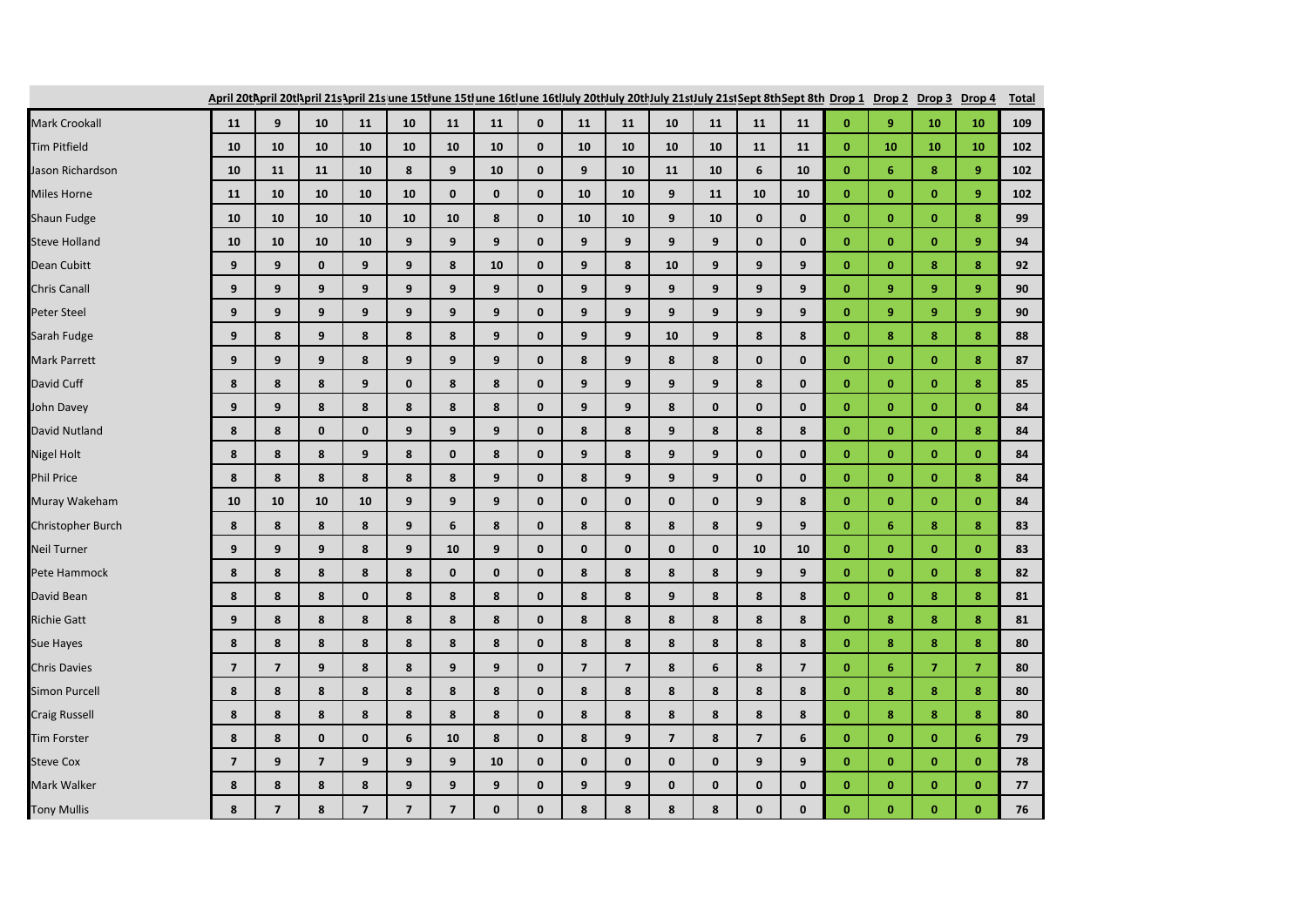| | April 20th | April 20th | April 21st | April 21st | June 15th | June 15th | June 16th | June 16th | July 20th | July 20th | July 21st | July 21st | Sept 8th | Sept 8th | Drop 1 | Drop 2 | Drop 3 | Drop 4 | Total |
|---|---|---|---|---|---|---|---|---|---|---|---|---|---|---|---|---|---|---|---|
| Mark Crookall | 11 | 9 | 10 | 11 | 10 | 11 | 11 | 0 | 11 | 11 | 10 | 11 | 11 | 11 | 0 | 9 | 10 | 10 | 109 |
| Tim Pitfield | 10 | 10 | 10 | 10 | 10 | 10 | 10 | 0 | 10 | 10 | 10 | 10 | 11 | 11 | 0 | 10 | 10 | 10 | 102 |
| Jason Richardson | 10 | 11 | 11 | 10 | 8 | 9 | 10 | 0 | 9 | 10 | 11 | 10 | 6 | 10 | 0 | 6 | 8 | 9 | 102 |
| Miles Horne | 11 | 10 | 10 | 10 | 10 | 0 | 0 | 0 | 10 | 10 | 9 | 11 | 10 | 10 | 0 | 0 | 0 | 9 | 102 |
| Shaun Fudge | 10 | 10 | 10 | 10 | 10 | 10 | 8 | 0 | 10 | 10 | 9 | 10 | 0 | 0 | 0 | 0 | 0 | 8 | 99 |
| Steve Holland | 10 | 10 | 10 | 10 | 9 | 9 | 9 | 0 | 9 | 9 | 9 | 9 | 0 | 0 | 0 | 0 | 0 | 9 | 94 |
| Dean Cubitt | 9 | 9 | 0 | 9 | 9 | 8 | 10 | 0 | 9 | 8 | 10 | 9 | 9 | 9 | 0 | 0 | 8 | 8 | 92 |
| Chris Canall | 9 | 9 | 9 | 9 | 9 | 9 | 9 | 0 | 9 | 9 | 9 | 9 | 9 | 9 | 0 | 9 | 9 | 9 | 90 |
| Peter Steel | 9 | 9 | 9 | 9 | 9 | 9 | 9 | 0 | 9 | 9 | 9 | 9 | 9 | 9 | 0 | 9 | 9 | 9 | 90 |
| Sarah Fudge | 9 | 8 | 9 | 8 | 8 | 8 | 9 | 0 | 9 | 9 | 10 | 9 | 8 | 8 | 0 | 8 | 8 | 8 | 88 |
| Mark Parrett | 9 | 9 | 9 | 8 | 9 | 9 | 9 | 0 | 8 | 9 | 8 | 8 | 0 | 0 | 0 | 0 | 0 | 8 | 87 |
| David Cuff | 8 | 8 | 8 | 9 | 0 | 8 | 8 | 0 | 9 | 9 | 9 | 9 | 8 | 0 | 0 | 0 | 0 | 8 | 85 |
| John Davey | 9 | 9 | 8 | 8 | 8 | 8 | 8 | 0 | 9 | 9 | 8 | 0 | 0 | 0 | 0 | 0 | 0 | 0 | 84 |
| David Nutland | 8 | 8 | 0 | 0 | 9 | 9 | 9 | 0 | 8 | 8 | 9 | 8 | 8 | 8 | 0 | 0 | 0 | 8 | 84 |
| Nigel Holt | 8 | 8 | 8 | 9 | 8 | 0 | 8 | 0 | 9 | 8 | 9 | 9 | 0 | 0 | 0 | 0 | 0 | 0 | 84 |
| Phil Price | 8 | 8 | 8 | 8 | 8 | 8 | 9 | 0 | 8 | 9 | 9 | 9 | 0 | 0 | 0 | 0 | 0 | 8 | 84 |
| Muray Wakeham | 10 | 10 | 10 | 10 | 9 | 9 | 9 | 0 | 0 | 0 | 0 | 0 | 9 | 8 | 0 | 0 | 0 | 0 | 84 |
| Christopher Burch | 8 | 8 | 8 | 8 | 9 | 6 | 8 | 0 | 8 | 8 | 8 | 8 | 9 | 9 | 0 | 6 | 8 | 8 | 83 |
| Neil Turner | 9 | 9 | 9 | 8 | 9 | 10 | 9 | 0 | 0 | 0 | 0 | 0 | 10 | 10 | 0 | 0 | 0 | 0 | 83 |
| Pete Hammock | 8 | 8 | 8 | 8 | 8 | 0 | 0 | 0 | 8 | 8 | 8 | 8 | 9 | 9 | 0 | 0 | 0 | 8 | 82 |
| David Bean | 8 | 8 | 8 | 0 | 8 | 8 | 8 | 0 | 8 | 8 | 9 | 8 | 8 | 8 | 0 | 0 | 8 | 8 | 81 |
| Richie Gatt | 9 | 8 | 8 | 8 | 8 | 8 | 8 | 0 | 8 | 8 | 8 | 8 | 8 | 8 | 0 | 8 | 8 | 8 | 81 |
| Sue Hayes | 8 | 8 | 8 | 8 | 8 | 8 | 8 | 0 | 8 | 8 | 8 | 8 | 8 | 8 | 0 | 8 | 8 | 8 | 80 |
| Chris Davies | 7 | 7 | 9 | 8 | 8 | 9 | 9 | 0 | 7 | 7 | 8 | 6 | 8 | 7 | 0 | 6 | 7 | 7 | 80 |
| Simon Purcell | 8 | 8 | 8 | 8 | 8 | 8 | 8 | 0 | 8 | 8 | 8 | 8 | 8 | 8 | 0 | 8 | 8 | 8 | 80 |
| Craig Russell | 8 | 8 | 8 | 8 | 8 | 8 | 8 | 0 | 8 | 8 | 8 | 8 | 8 | 8 | 0 | 8 | 8 | 8 | 80 |
| Tim Forster | 8 | 8 | 0 | 0 | 6 | 10 | 8 | 0 | 8 | 9 | 7 | 8 | 7 | 6 | 0 | 0 | 0 | 6 | 79 |
| Steve Cox | 7 | 9 | 7 | 9 | 9 | 9 | 10 | 0 | 0 | 0 | 0 | 0 | 9 | 9 | 0 | 0 | 0 | 0 | 78 |
| Mark Walker | 8 | 8 | 8 | 8 | 9 | 9 | 9 | 0 | 9 | 9 | 0 | 0 | 0 | 0 | 0 | 0 | 0 | 0 | 77 |
| Tony Mullis | 8 | 7 | 8 | 7 | 7 | 7 | 0 | 0 | 8 | 8 | 8 | 8 | 0 | 0 | 0 | 0 | 0 | 0 | 76 |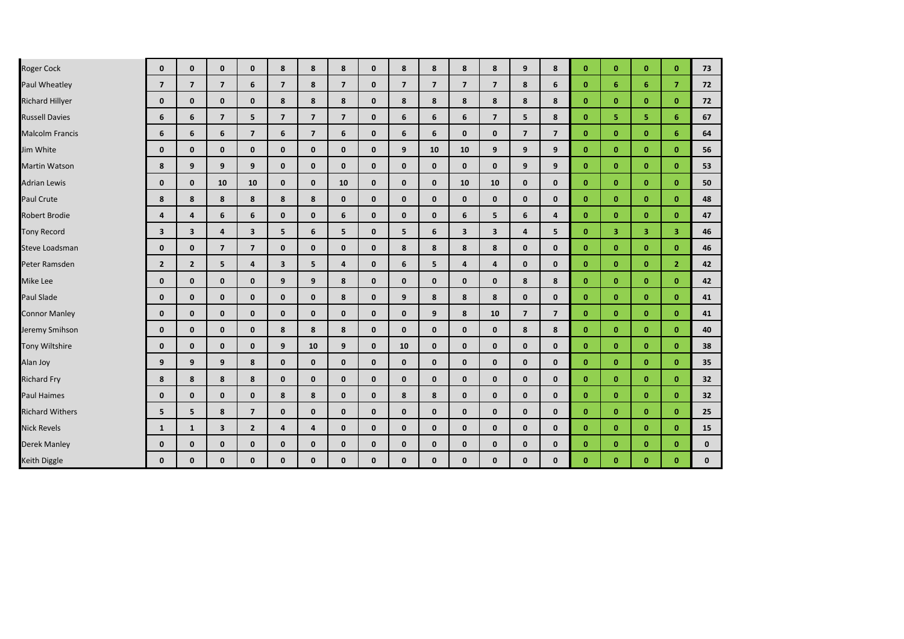| | | | | | | | | | | | | | | | | | | | |
|---|---|---|---|---|---|---|---|---|---|---|---|---|---|---|---|---|---|---|---|
| Roger Cock | 0 | 0 | 0 | 0 | 8 | 8 | 8 | 0 | 8 | 8 | 8 | 8 | 9 | 8 | 0 | 0 | 0 | 0 | 73 |
| Paul Wheatley | 7 | 7 | 7 | 6 | 7 | 8 | 7 | 0 | 7 | 7 | 7 | 7 | 8 | 6 | 0 | 6 | 6 | 7 | 72 |
| Richard Hillyer | 0 | 0 | 0 | 0 | 8 | 8 | 8 | 0 | 8 | 8 | 8 | 8 | 8 | 8 | 0 | 0 | 0 | 0 | 72 |
| Russell Davies | 6 | 6 | 7 | 5 | 7 | 7 | 7 | 0 | 6 | 6 | 6 | 7 | 5 | 8 | 0 | 5 | 5 | 6 | 67 |
| Malcolm Francis | 6 | 6 | 6 | 7 | 6 | 7 | 6 | 0 | 6 | 6 | 0 | 0 | 7 | 7 | 0 | 0 | 0 | 6 | 64 |
| Jim White | 0 | 0 | 0 | 0 | 0 | 0 | 0 | 0 | 9 | 10 | 10 | 9 | 9 | 9 | 0 | 0 | 0 | 0 | 56 |
| Martin Watson | 8 | 9 | 9 | 9 | 0 | 0 | 0 | 0 | 0 | 0 | 0 | 0 | 9 | 9 | 0 | 0 | 0 | 0 | 53 |
| Adrian Lewis | 0 | 0 | 10 | 10 | 0 | 0 | 10 | 0 | 0 | 0 | 10 | 10 | 0 | 0 | 0 | 0 | 0 | 0 | 50 |
| Paul Crute | 8 | 8 | 8 | 8 | 8 | 8 | 0 | 0 | 0 | 0 | 0 | 0 | 0 | 0 | 0 | 0 | 0 | 0 | 48 |
| Robert Brodie | 4 | 4 | 6 | 6 | 0 | 0 | 6 | 0 | 0 | 0 | 6 | 5 | 6 | 4 | 0 | 0 | 0 | 0 | 47 |
| Tony Record | 3 | 3 | 4 | 3 | 5 | 6 | 5 | 0 | 5 | 6 | 3 | 3 | 4 | 5 | 0 | 3 | 3 | 3 | 46 |
| Steve Loadsman | 0 | 0 | 7 | 7 | 0 | 0 | 0 | 0 | 8 | 8 | 8 | 8 | 0 | 0 | 0 | 0 | 0 | 0 | 46 |
| Peter Ramsden | 2 | 2 | 5 | 4 | 3 | 5 | 4 | 0 | 6 | 5 | 4 | 4 | 0 | 0 | 0 | 0 | 0 | 2 | 42 |
| Mike Lee | 0 | 0 | 0 | 0 | 9 | 9 | 8 | 0 | 0 | 0 | 0 | 0 | 8 | 8 | 0 | 0 | 0 | 0 | 42 |
| Paul Slade | 0 | 0 | 0 | 0 | 0 | 0 | 8 | 0 | 9 | 8 | 8 | 8 | 0 | 0 | 0 | 0 | 0 | 0 | 41 |
| Connor Manley | 0 | 0 | 0 | 0 | 0 | 0 | 0 | 0 | 0 | 9 | 8 | 10 | 7 | 7 | 0 | 0 | 0 | 0 | 41 |
| Jeremy Smihson | 0 | 0 | 0 | 0 | 8 | 8 | 8 | 0 | 0 | 0 | 0 | 0 | 8 | 8 | 0 | 0 | 0 | 0 | 40 |
| Tony Wiltshire | 0 | 0 | 0 | 0 | 9 | 10 | 9 | 0 | 10 | 0 | 0 | 0 | 0 | 0 | 0 | 0 | 0 | 0 | 38 |
| Alan Joy | 9 | 9 | 9 | 8 | 0 | 0 | 0 | 0 | 0 | 0 | 0 | 0 | 0 | 0 | 0 | 0 | 0 | 0 | 35 |
| Richard Fry | 8 | 8 | 8 | 8 | 0 | 0 | 0 | 0 | 0 | 0 | 0 | 0 | 0 | 0 | 0 | 0 | 0 | 0 | 32 |
| Paul Haimes | 0 | 0 | 0 | 0 | 8 | 8 | 0 | 0 | 8 | 8 | 0 | 0 | 0 | 0 | 0 | 0 | 0 | 0 | 32 |
| Richard Withers | 5 | 5 | 8 | 7 | 0 | 0 | 0 | 0 | 0 | 0 | 0 | 0 | 0 | 0 | 0 | 0 | 0 | 0 | 25 |
| Nick Revels | 1 | 1 | 3 | 2 | 4 | 4 | 0 | 0 | 0 | 0 | 0 | 0 | 0 | 0 | 0 | 0 | 0 | 0 | 15 |
| Derek Manley | 0 | 0 | 0 | 0 | 0 | 0 | 0 | 0 | 0 | 0 | 0 | 0 | 0 | 0 | 0 | 0 | 0 | 0 | 0 |
| Keith Diggle | 0 | 0 | 0 | 0 | 0 | 0 | 0 | 0 | 0 | 0 | 0 | 0 | 0 | 0 | 0 | 0 | 0 | 0 | 0 |